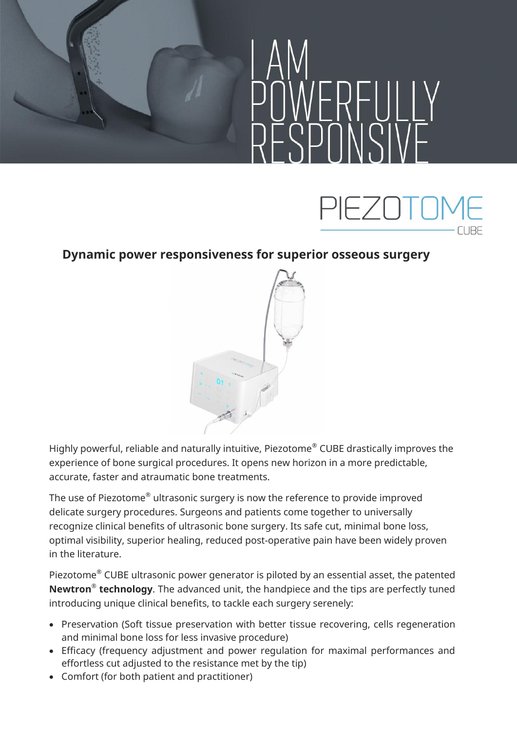# I AM POWERFULLY RESPONSIVE

PIEZOTOME CUBE

## Dynamic power responsiveness for superior osseous surgery

Highly powerful, reliable and naturally intuitive, Piezotome® CUBE drastically improves the experience of bone surgical procedures. It opens new horizon in a more predictable, accurate, faster and atraumatic bone treatments.

The use of Piezotome® ultrasonic surgery is now the reference to provide improved delicate surgery procedures. Surgeons and patients come together to universally recognize clinical benefits of ultrasonic bone surgery. Its safe cut, minimal bone loss, optimal visibility, superior healing, reduced post-operative pain have been widely proven in the literature.

Piezotome® CUBE ultrasonic power generator is piloted by an essential asset, the patented **Newtron® technology**. The advanced unit, the handpiece and the tips are perfectly tuned introducing unique clinical benefits, to tackle each surgery serenely:

- Preservation (Soft tissue preservation with better tissue recovering, cells regeneration and minimal bone loss for less invasive procedure)
- Efficacy (frequency adjustment and power regulation for maximal performances and effortless cut adjusted to the resistance met by the tip)
- Comfort (for both patient and practitioner)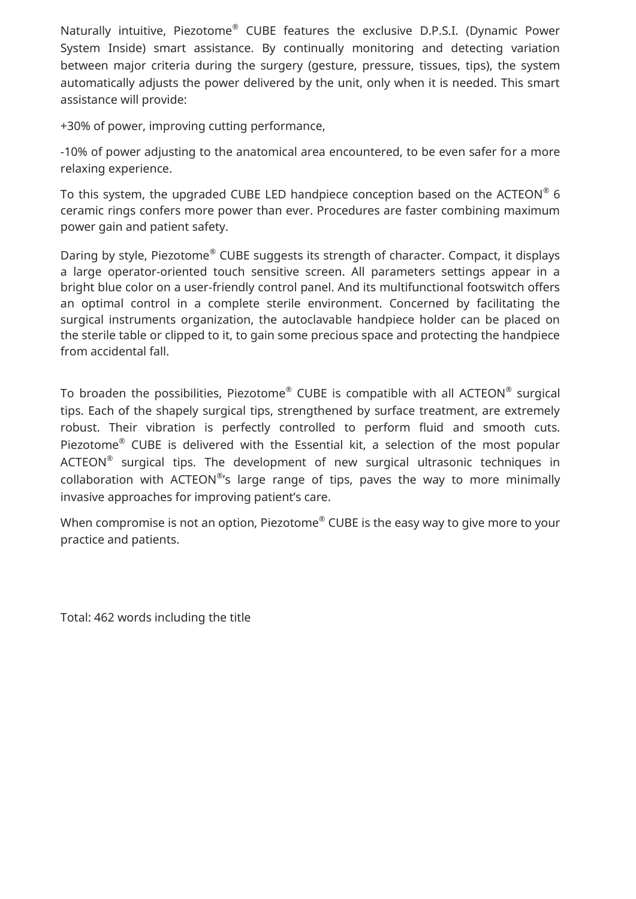Naturally intuitive, Piezotome® CUBE features the exclusive D.P.S.I. (Dynamic Power System Inside) smart assistance. By continually monitoring and detecting variation between major criteria during the surgery (gesture, pressure, tissues, tips), the system automatically adjusts the power delivered by the unit, only when it is needed. This smart assistance will provide:

+30% of power, improving cutting performance,

-10% of power adjusting to the anatomical area encountered, to be even safer for a more relaxing experience.

To this system, the upgraded CUBE LED handpiece conception based on the ACTEON® 6 ceramic rings confers more power than ever. Procedures are faster combining maximum power gain and patient safety.

Daring by style, Piezotome® CUBE suggests its strength of character. Compact, it displays a large operator-oriented touch sensitive screen. All parameters settings appear in a bright blue color on a user-friendly control panel. And its multifunctional footswitch offers an optimal control in a complete sterile environment. Concerned by facilitating the surgical instruments organization, the autoclavable handpiece holder can be placed on the sterile table or clipped to it, to gain some precious space and protecting the handpiece from accidental fall.

To broaden the possibilities, Piezotome® CUBE is compatible with all ACTEON® surgical tips. Each of the shapely surgical tips, strengthened by surface treatment, are extremely robust. Their vibration is perfectly controlled to perform fluid and smooth cuts. Piezotome® CUBE is delivered with the Essential kit, a selection of the most popular ACTEON® surgical tips. The development of new surgical ultrasonic techniques in collaboration with ACTEON®'s large range of tips, paves the way to more minimally invasive approaches for improving patient's care.

When compromise is not an option, Piezotome® CUBE is the easy way to give more to your practice and patients.

Total: 462 words including the title